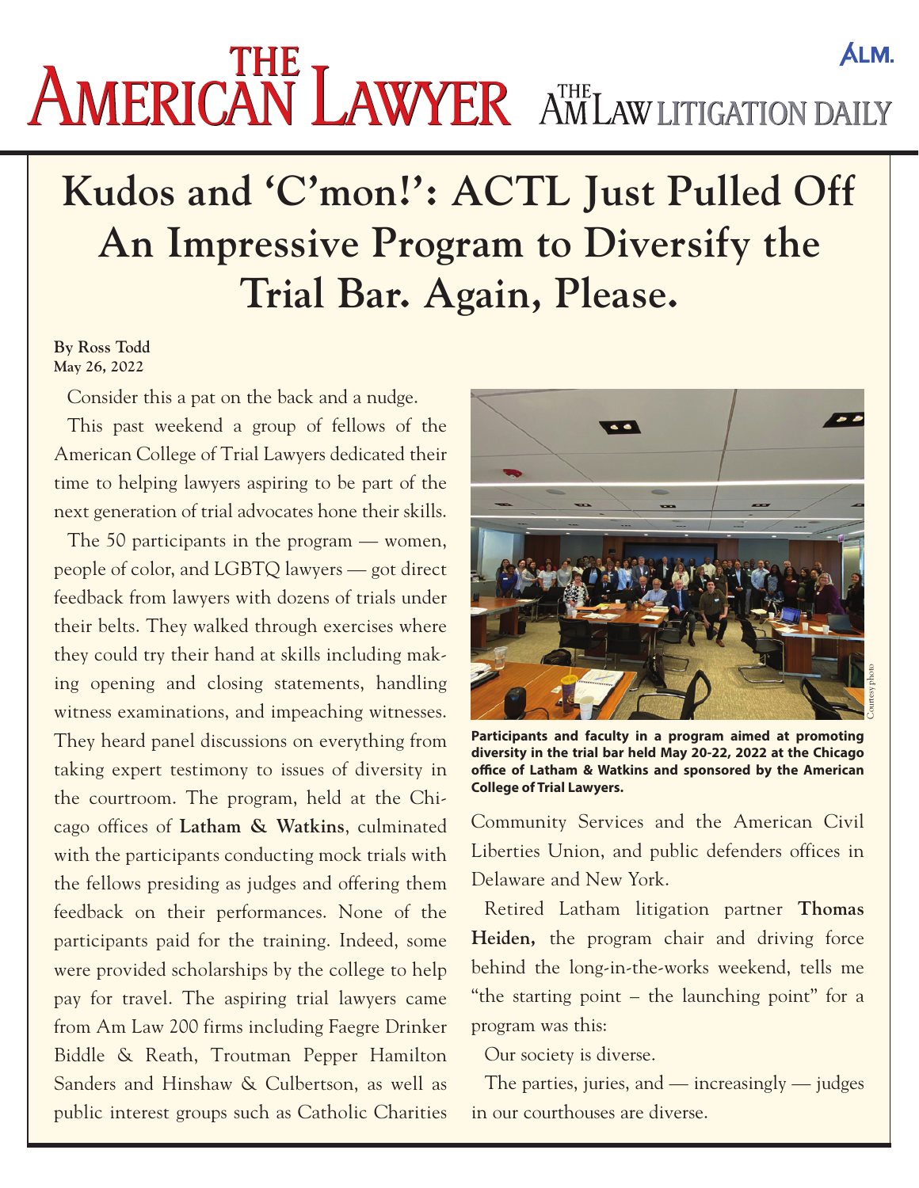# Kudos and 'C'mon!': ACTL Just Pulled Off An Impressive Program to Diversify the Trial Bar. Again, Please.

**By Ross Todd**
**May 26, 2022**

Consider this a pat on the back and a nudge.

This past weekend a group of fellows of the American College of Trial Lawyers dedicated their time to helping lawyers aspiring to be part of the next generation of trial advocates hone their skills.

The 50 participants in the program — women, people of color, and LGBTQ lawyers — got direct feedback from lawyers with dozens of trials under their belts. They walked through exercises where they could try their hand at skills including making opening and closing statements, handling witness examinations, and impeaching witnesses. They heard panel discussions on everything from taking expert testimony to issues of diversity in the courtroom. The program, held at the Chicago offices of **Latham & Watkins**, culminated with the participants conducting mock trials with the fellows presiding as judges and offering them feedback on their performances. None of the participants paid for the training. Indeed, some were provided scholarships by the college to help pay for travel. The aspiring trial lawyers came from Am Law 200 firms including Faegre Drinker Biddle & Reath, Troutman Pepper Hamilton Sanders and Hinshaw & Culbertson, as well as public interest groups such as Catholic Charities Community Services and the American Civil Liberties Union, and public defenders offices in Delaware and New York.

**Participants and faculty in a program aimed at promoting diversity in the trial bar held May 20-22, 2022 at the Chicago office of Latham & Watkins and sponsored by the American College of Trial Lawyers.**

Retired Latham litigation partner **Thomas Heiden,** the program chair and driving force behind the long-in-the-works weekend, tells me "the starting point – the launching point" for a program was this:

Our society is diverse.

The parties, juries, and — increasingly — judges in our courthouses are diverse.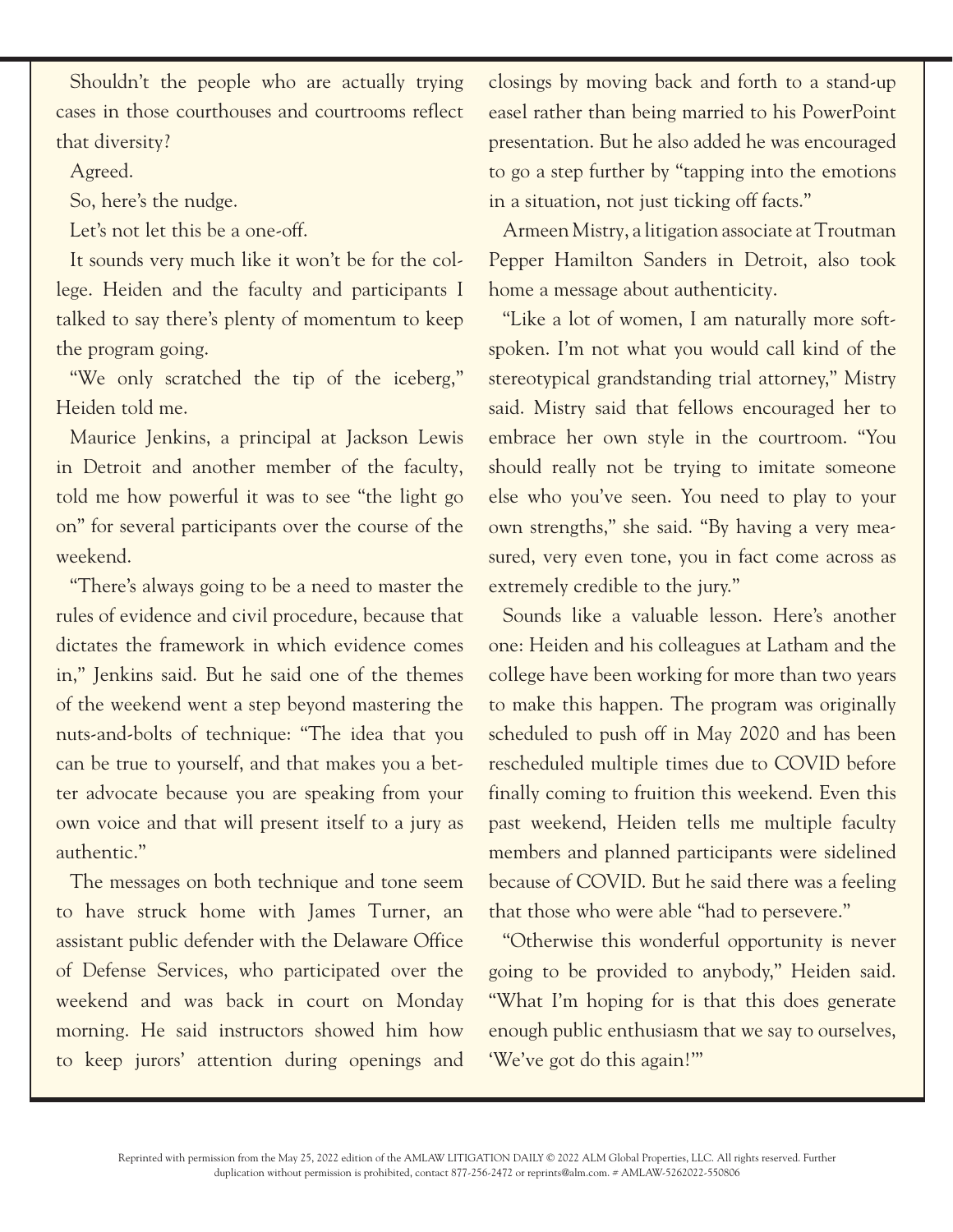Shouldn't the people who are actually trying cases in those courthouses and courtrooms reflect that diversity?

Agreed.

So, here's the nudge.

Let's not let this be a one-off.

It sounds very much like it won't be for the college. Heiden and the faculty and participants I talked to say there's plenty of momentum to keep the program going.

"We only scratched the tip of the iceberg," Heiden told me.

Maurice Jenkins, a principal at Jackson Lewis in Detroit and another member of the faculty, told me how powerful it was to see "the light go on" for several participants over the course of the weekend.

"There's always going to be a need to master the rules of evidence and civil procedure, because that dictates the framework in which evidence comes in," Jenkins said. But he said one of the themes of the weekend went a step beyond mastering the nuts-and-bolts of technique: "The idea that you can be true to yourself, and that makes you a better advocate because you are speaking from your own voice and that will present itself to a jury as authentic."

The messages on both technique and tone seem to have struck home with James Turner, an assistant public defender with the Delaware Office of Defense Services, who participated over the weekend and was back in court on Monday morning. He said instructors showed him how to keep jurors' attention during openings and closings by moving back and forth to a stand-up easel rather than being married to his PowerPoint presentation. But he also added he was encouraged to go a step further by "tapping into the emotions in a situation, not just ticking off facts."

Armeen Mistry, a litigation associate at Troutman Pepper Hamilton Sanders in Detroit, also took home a message about authenticity.

"Like a lot of women, I am naturally more soft-spoken. I'm not what you would call kind of the stereotypical grandstanding trial attorney," Mistry said. Mistry said that fellows encouraged her to embrace her own style in the courtroom. "You should really not be trying to imitate someone else who you've seen. You need to play to your own strengths," she said. "By having a very measured, very even tone, you in fact come across as extremely credible to the jury."

Sounds like a valuable lesson. Here's another one: Heiden and his colleagues at Latham and the college have been working for more than two years to make this happen. The program was originally scheduled to push off in May 2020 and has been rescheduled multiple times due to COVID before finally coming to fruition this weekend. Even this past weekend, Heiden tells me multiple faculty members and planned participants were sidelined because of COVID. But he said there was a feeling that those who were able "had to persevere."

"Otherwise this wonderful opportunity is never going to be provided to anybody," Heiden said. "What I'm hoping for is that this does generate enough public enthusiasm that we say to ourselves, 'We've got do this again!'"

Reprinted with permission from the May 25, 2022 edition of the AMLAW LITIGATION DAILY © 2022 ALM Global Properties, LLC. All rights reserved. Further duplication without permission is prohibited, contact 877-256-2472 or reprints@alm.com. # AMLAW-5262022-550806